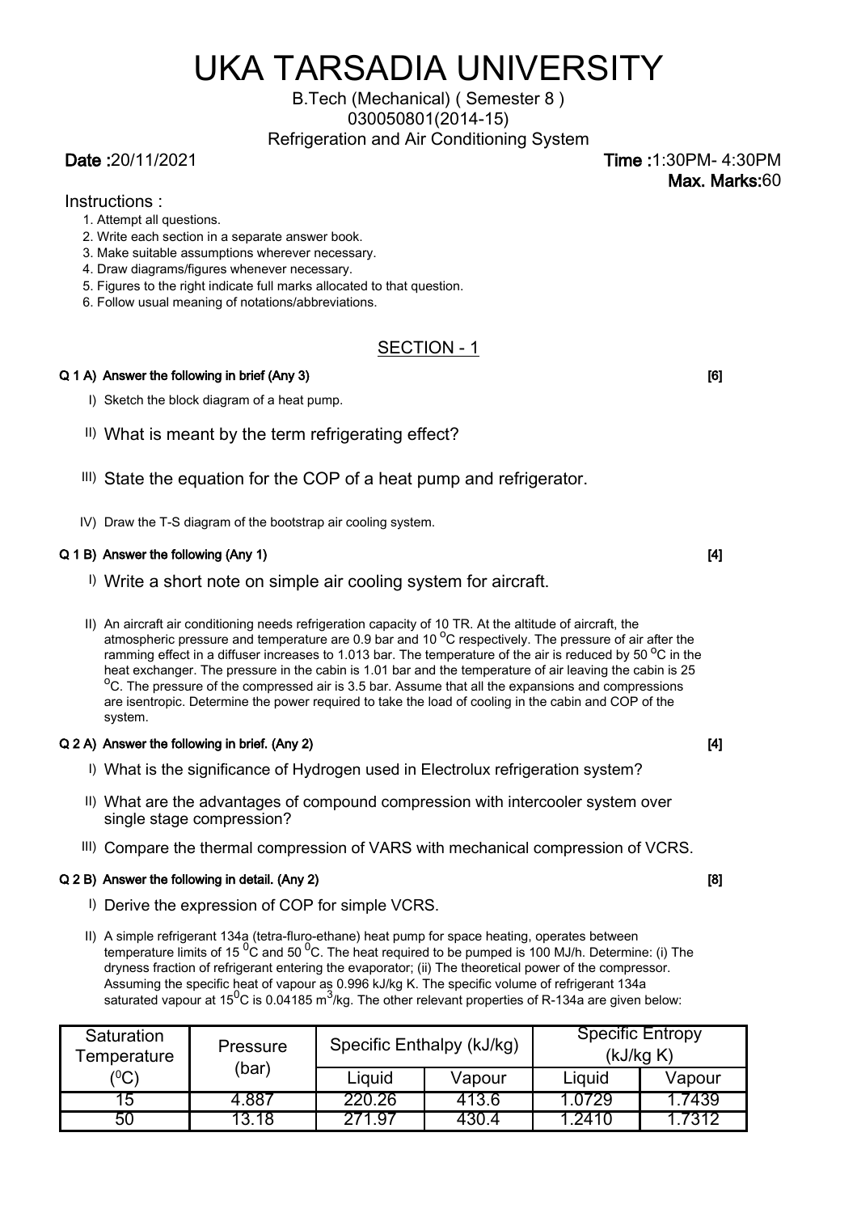# UKA TARSADIA UNIVERSITY

B.Tech (Mechanical) ( Semester 8 )

030050801(2014-15)

Refrigeration and Air Conditioning System

**Date :**20/11/2021 **Time :**1:30PM- 4:30PM

**Max. Marks:**60

Instructions :

1. Attempt all questions.
2. Write each section in a separate answer book.
3. Make suitable assumptions wherever necessary.
4. Draw diagrams/figures whenever necessary.
5. Figures to the right indicate full marks allocated to that question.
6. Follow usual meaning of notations/abbreviations.

## SECTION - 1

**Q 1 A) Answer the following in brief (Any 3)** **[6]**

I) Sketch the block diagram of a heat pump.

II) What is meant by the term refrigerating effect?

III) State the equation for the COP of a heat pump and refrigerator.

IV) Draw the T-S diagram of the bootstrap air cooling system.

**Q 1 B) Answer the following (Any 1)** **[4]**

I) Write a short note on simple air cooling system for aircraft.

II) An aircraft air conditioning needs refrigeration capacity of 10 TR. At the altitude of aircraft, the atmospheric pressure and temperature are 0.9 bar and 10 $^{0}$C respectively. The pressure of air after the ramming effect in a diffuser increases to 1.013 bar. The temperature of the air is reduced by 50 $^{o}$C in the heat exchanger. The pressure in the cabin is 1.01 bar and the temperature of air leaving the cabin is 25 $^{o}$C. The pressure of the compressed air is 3.5 bar. Assume that all the expansions and compressions are isentropic. Determine the power required to take the load of cooling in the cabin and COP of the system.

**Q 2 A) Answer the following in brief. (Any 2)** **[4]**

I) What is the significance of Hydrogen used in Electrolux refrigeration system?

II) What are the advantages of compound compression with intercooler system over single stage compression?

III) Compare the thermal compression of VARS with mechanical compression of VCRS.

**Q 2 B) Answer the following in detail. (Any 2)** **[8]**

I) Derive the expression of COP for simple VCRS.

II) A simple refrigerant 134a (tetra-fluro-ethane) heat pump for space heating, operates between temperature limits of 15 $^{0}$C and 50 $^{0}$C. The heat required to be pumped is 100 MJ/h. Determine: (i) The dryness fraction of refrigerant entering the evaporator; (ii) The theoretical power of the compressor. Assuming the specific heat of vapour as 0.996 kJ/kg K. The specific volume of refrigerant 134a saturated vapour at 15$^{0}$C is 0.04185 m$^{3}$/kg. The other relevant properties of R-134a are given below:

| Saturation Temperature ($^{0}$C) | Pressure (bar) | Specific Enthalpy (kJ/kg) | | Specific Entropy (kJ/kg K) | |
|---|---|---|---|---|---|
| | | Liquid | Vapour | Liquid | Vapour |
| 15 | 4.887 | 220.26 | 413.6 | 1.0729 | 1.7439 |
| 50 | 13.18 | 271.97 | 430.4 | 1.2410 | 1.7312 |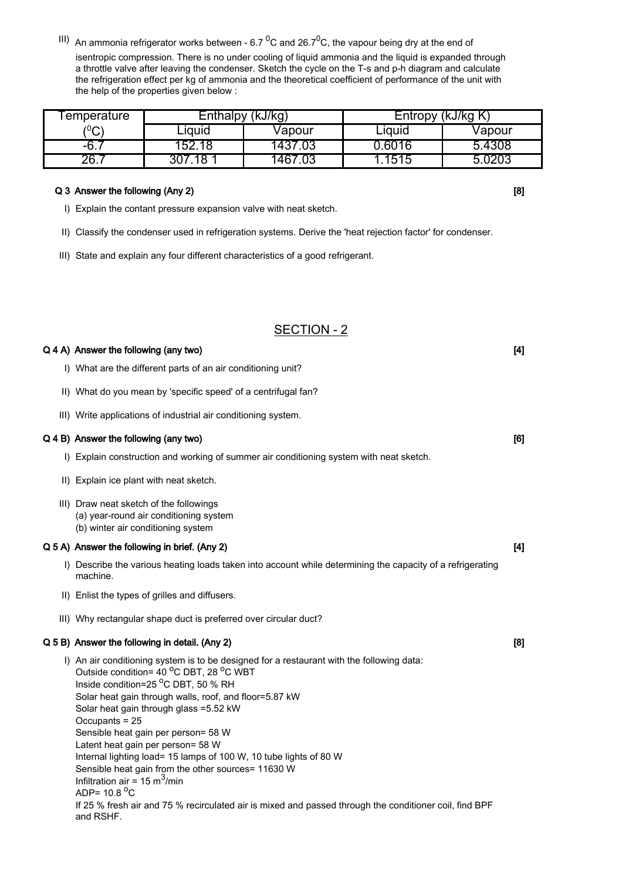III) An ammonia refrigerator works between - 6.7 $^0$C and 26.7$^0$C, the vapour being dry at the end of isentropic compression. There is no under cooling of liquid ammonia and the liquid is expanded through a throttle valve after leaving the condenser. Sketch the cycle on the T-s and p-h diagram and calculate the refrigeration effect per kg of ammonia and the theoretical coefficient of performance of the unit with the help of the properties given below :

| Temperature ($^0$C) | Enthalpy (kJ/kg) | | Entropy (kJ/kg K) | |
|---|---|---|---|---|
| | Liquid | Vapour | Liquid | Vapour |
| -6.7 | 152.18 | 1437.03 | 0.6016 | 5.4308 |
| 26.7 | 307.18 1 | 1467.03 | 1.1515 | 5.0203 |

**Q 3 Answer the following (Any 2) [8]**

I) Explain the contant pressure expansion valve with neat sketch.

II) Classify the condenser used in refrigeration systems. Derive the 'heat rejection factor' for condenser.

III) State and explain any four different characteristics of a good refrigerant.

## SECTION - 2

**Q 4 A) Answer the following (any two) [4]**

I) What are the different parts of an air conditioning unit?

II) What do you mean by 'specific speed' of a centrifugal fan?

III) Write applications of industrial air conditioning system.

**Q 4 B) Answer the following (any two) [6]**

I) Explain construction and working of summer air conditioning system with neat sketch.

II) Explain ice plant with neat sketch.

III) Draw neat sketch of the followings
(a) year-round air conditioning system
(b) winter air conditioning system

**Q 5 A) Answer the following in brief. (Any 2) [4]**

I) Describe the various heating loads taken into account while determining the capacity of a refrigerating machine.

II) Enlist the types of grilles and diffusers.

III) Why rectangular shape duct is preferred over circular duct?

**Q 5 B) Answer the following in detail. (Any 2) [8]**

I) An air conditioning system is to be designed for a restaurant with the following data:
Outside condition= 40 $^o$C DBT, 28 $^o$C WBT
Inside condition=25 $^o$C DBT, 50 % RH
Solar heat gain through walls, roof, and floor=5.87 kW
Solar heat gain through glass =5.52 kW
Occupants = 25
Sensible heat gain per person= 58 W
Latent heat gain per person= 58 W
Internal lighting load= 15 lamps of 100 W, 10 tube lights of 80 W
Sensible heat gain from the other sources= 11630 W
Infiltration air = 15 m$^3$/min
ADP= 10.8 $^o$C
If 25 % fresh air and 75 % recirculated air is mixed and passed through the conditioner coil, find BPF and RSHF.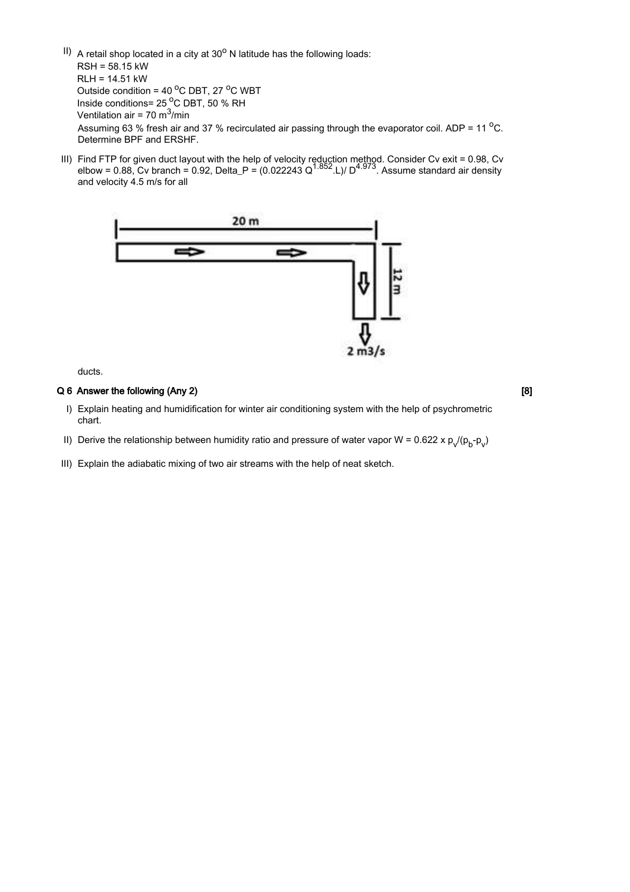II) A retail shop located in a city at $30^{o}$ N latitude has the following loads:
RSH = 58.15 kW
RLH = 14.51 kW
Outside condition = 40 $^{o}$C DBT, 27 $^{o}$C WBT
Inside conditions= 25 $^{o}$C DBT, 50 % RH
Ventilation air = 70 $m^3$/min
Assuming 63 % fresh air and 37 % recirculated air passing through the evaporator coil. ADP = 11 $^{o}$C. Determine BPF and ERSHF.

III) Find FTP for given duct layout with the help of velocity reduction method. Consider Cv exit = 0.98, Cv elbow = 0.88, Cv branch = 0.92, Delta_P = $(0.022243\ Q^{1.852}.L)/\ D^{4.973}$. Assume standard air density and velocity 4.5 m/s for all

20 m

12 m

2 m3/s

ducts.

## Q 6 Answer the following (Any 2) [8]

I) Explain heating and humidification for winter air conditioning system with the help of psychrometric chart.

II) Derive the relationship between humidity ratio and pressure of water vapor $W = 0.622 \times p_v/(p_b - p_v)$

III) Explain the adiabatic mixing of two air streams with the help of neat sketch.